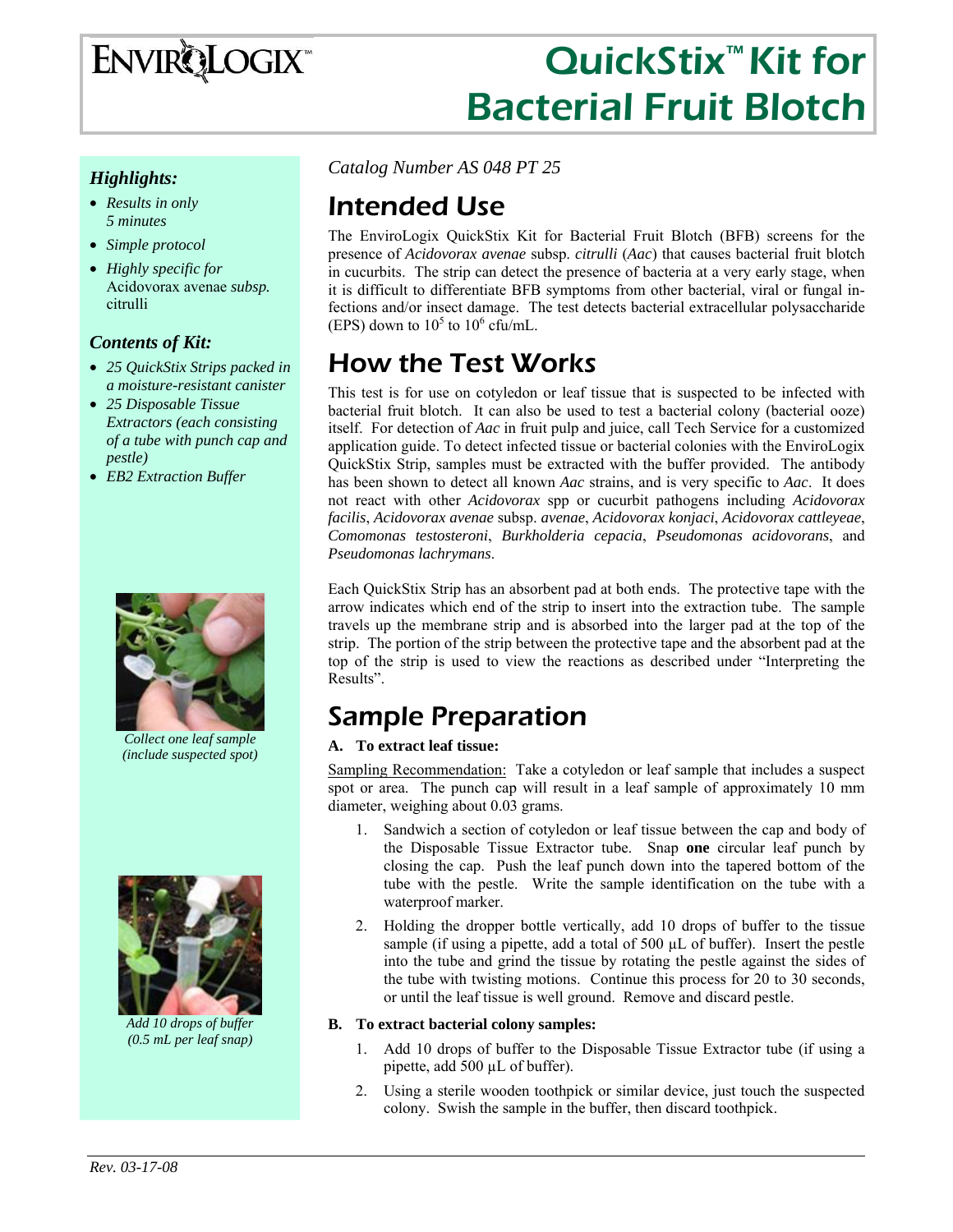# QuickStix™ Kit for Bacterial Fruit Blotch

*Catalog Number AS 048 PT 25*

***Highlights:***

- *Results in only 5 minutes*
- *Simple protocol*
- *Highly specific for* Acidovorax avenae *subsp.* citrulli

***Contents of Kit:***

- *25 QuickStix Strips packed in a moisture-resistant canister*
- *25 Disposable Tissue Extractors (each consisting of a tube with punch cap and pestle)*
- *EB2 Extraction Buffer*

*Collect one leaf sample (include suspected spot)*

*Add 10 drops of buffer (0.5 mL per leaf snap)*

## Intended Use

The EnviroLogix QuickStix Kit for Bacterial Fruit Blotch (BFB) screens for the presence of *Acidovorax avenae* subsp. *citrulli* (*Aac*) that causes bacterial fruit blotch in cucurbits. The strip can detect the presence of bacteria at a very early stage, when it is difficult to differentiate BFB symptoms from other bacterial, viral or fungal infections and/or insect damage. The test detects bacterial extracellular polysaccharide (EPS) down to $10^5$ to $10^6$ cfu/mL.

## How the Test Works

This test is for use on cotyledon or leaf tissue that is suspected to be infected with bacterial fruit blotch. It can also be used to test a bacterial colony (bacterial ooze) itself. For detection of *Aac* in fruit pulp and juice, call Tech Service for a customized application guide. To detect infected tissue or bacterial colonies with the EnviroLogix QuickStix Strip, samples must be extracted with the buffer provided. The antibody has been shown to detect all known *Aac* strains, and is very specific to *Aac*. It does not react with other *Acidovorax* spp or cucurbit pathogens including *Acidovorax facilis*, *Acidovorax avenae* subsp. *avenae*, *Acidovorax konjaci*, *Acidovorax cattleyeae*, *Comomonas testosteroni*, *Burkholderia cepacia*, *Pseudomonas acidovorans*, and *Pseudomonas lachrymans*.

Each QuickStix Strip has an absorbent pad at both ends. The protective tape with the arrow indicates which end of the strip to insert into the extraction tube. The sample travels up the membrane strip and is absorbed into the larger pad at the top of the strip. The portion of the strip between the protective tape and the absorbent pad at the top of the strip is used to view the reactions as described under "Interpreting the Results".

## Sample Preparation

**A. To extract leaf tissue:**

Sampling Recommendation: Take a cotyledon or leaf sample that includes a suspect spot or area. The punch cap will result in a leaf sample of approximately 10 mm diameter, weighing about 0.03 grams.

1. Sandwich a section of cotyledon or leaf tissue between the cap and body of the Disposable Tissue Extractor tube. Snap **one** circular leaf punch by closing the cap. Push the leaf punch down into the tapered bottom of the tube with the pestle. Write the sample identification on the tube with a waterproof marker.
2. Holding the dropper bottle vertically, add 10 drops of buffer to the tissue sample (if using a pipette, add a total of 500 µL of buffer). Insert the pestle into the tube and grind the tissue by rotating the pestle against the sides of the tube with twisting motions. Continue this process for 20 to 30 seconds, or until the leaf tissue is well ground. Remove and discard pestle.

**B. To extract bacterial colony samples:**

1. Add 10 drops of buffer to the Disposable Tissue Extractor tube (if using a pipette, add 500 µL of buffer).
2. Using a sterile wooden toothpick or similar device, just touch the suspected colony. Swish the sample in the buffer, then discard toothpick.

*Rev. 03-17-08*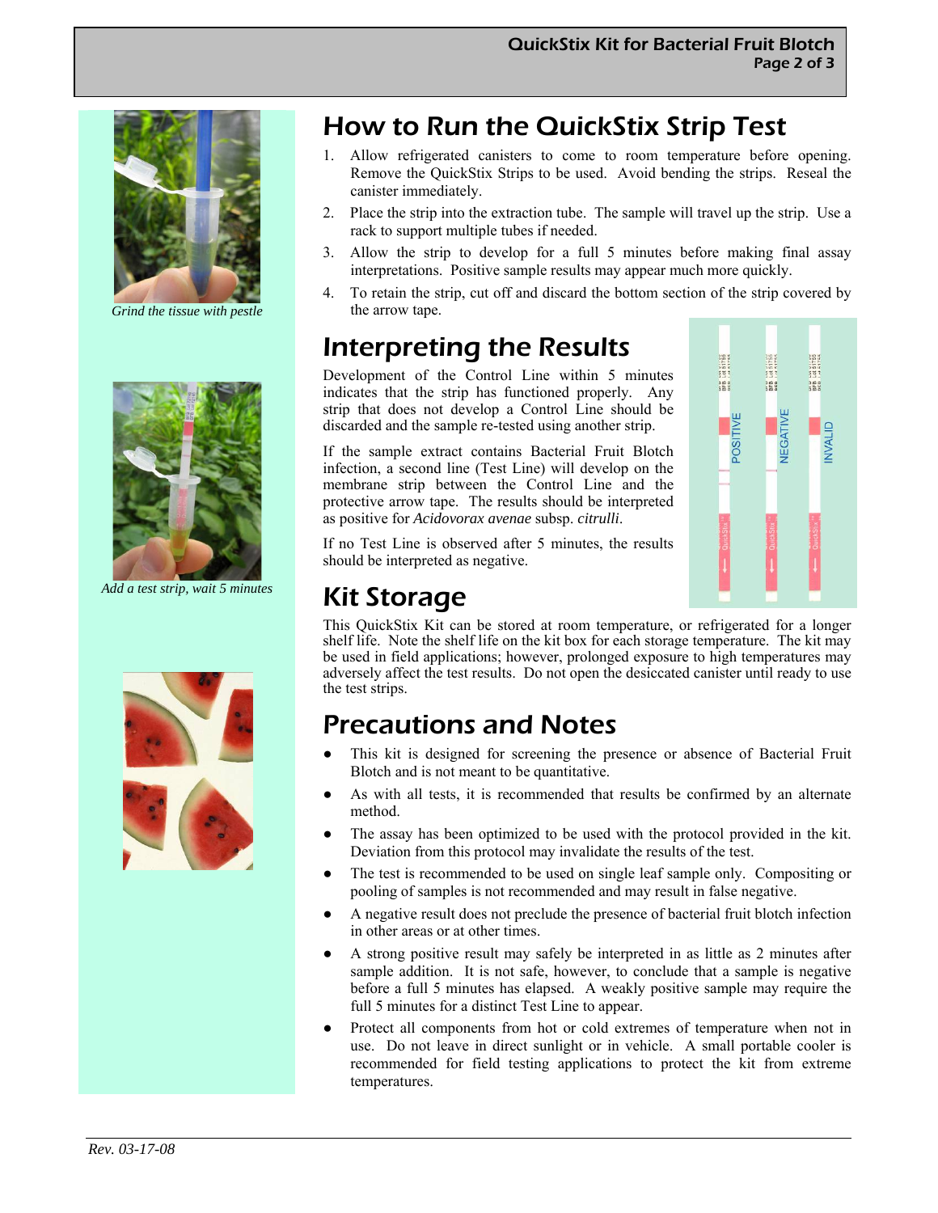*Grind the tissue with pestle*

*Add a test strip, wait 5 minutes*

## How to Run the QuickStix Strip Test

1. Allow refrigerated canisters to come to room temperature before opening. Remove the QuickStix Strips to be used. Avoid bending the strips. Reseal the canister immediately.
2. Place the strip into the extraction tube. The sample will travel up the strip. Use a rack to support multiple tubes if needed.
3. Allow the strip to develop for a full 5 minutes before making final assay interpretations. Positive sample results may appear much more quickly.
4. To retain the strip, cut off and discard the bottom section of the strip covered by the arrow tape.

## Interpreting the Results

Development of the Control Line within 5 minutes indicates that the strip has functioned properly. Any strip that does not develop a Control Line should be discarded and the sample re-tested using another strip.

If the sample extract contains Bacterial Fruit Blotch infection, a second line (Test Line) will develop on the membrane strip between the Control Line and the protective arrow tape. The results should be interpreted as positive for *Acidovorax avenae* subsp. *citrulli*.

If no Test Line is observed after 5 minutes, the results should be interpreted as negative.

POSITIVE NEGATIVE INVALID

## Kit Storage

This QuickStix Kit can be stored at room temperature, or refrigerated for a longer shelf life. Note the shelf life on the kit box for each storage temperature. The kit may be used in field applications; however, prolonged exposure to high temperatures may adversely affect the test results. Do not open the desiccated canister until ready to use the test strips.

## Precautions and Notes

- This kit is designed for screening the presence or absence of Bacterial Fruit Blotch and is not meant to be quantitative.
- As with all tests, it is recommended that results be confirmed by an alternate method.
- The assay has been optimized to be used with the protocol provided in the kit. Deviation from this protocol may invalidate the results of the test.
- The test is recommended to be used on single leaf sample only. Compositing or pooling of samples is not recommended and may result in false negative.
- A negative result does not preclude the presence of bacterial fruit blotch infection in other areas or at other times.
- A strong positive result may safely be interpreted in as little as 2 minutes after sample addition. It is not safe, however, to conclude that a sample is negative before a full 5 minutes has elapsed. A weakly positive sample may require the full 5 minutes for a distinct Test Line to appear.
- Protect all components from hot or cold extremes of temperature when not in use. Do not leave in direct sunlight or in vehicle. A small portable cooler is recommended for field testing applications to protect the kit from extreme temperatures.

*Rev. 03-17-08*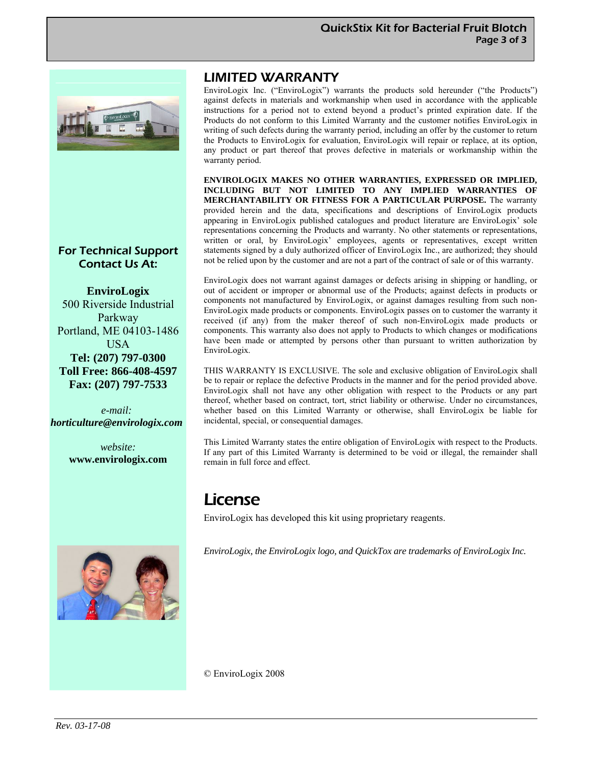## LIMITED WARRANTY

EnviroLogix Inc. ("EnviroLogix") warrants the products sold hereunder ("the Products") against defects in materials and workmanship when used in accordance with the applicable instructions for a period not to extend beyond a product's printed expiration date. If the Products do not conform to this Limited Warranty and the customer notifies EnviroLogix in writing of such defects during the warranty period, including an offer by the customer to return the Products to EnviroLogix for evaluation, EnviroLogix will repair or replace, at its option, any product or part thereof that proves defective in materials or workmanship within the warranty period.

**ENVIROLOGIX MAKES NO OTHER WARRANTIES, EXPRESSED OR IMPLIED, INCLUDING BUT NOT LIMITED TO ANY IMPLIED WARRANTIES OF MERCHANTABILITY OR FITNESS FOR A PARTICULAR PURPOSE.** The warranty provided herein and the data, specifications and descriptions of EnviroLogix products appearing in EnviroLogix published catalogues and product literature are EnviroLogix' sole representations concerning the Products and warranty. No other statements or representations, written or oral, by EnviroLogix' employees, agents or representatives, except written statements signed by a duly authorized officer of EnviroLogix Inc., are authorized; they should not be relied upon by the customer and are not a part of the contract of sale or of this warranty.

EnviroLogix does not warrant against damages or defects arising in shipping or handling, or out of accident or improper or abnormal use of the Products; against defects in products or components not manufactured by EnviroLogix, or against damages resulting from such non-EnviroLogix made products or components. EnviroLogix passes on to customer the warranty it received (if any) from the maker thereof of such non-EnviroLogix made products or components. This warranty also does not apply to Products to which changes or modifications have been made or attempted by persons other than pursuant to written authorization by EnviroLogix.

THIS WARRANTY IS EXCLUSIVE. The sole and exclusive obligation of EnviroLogix shall be to repair or replace the defective Products in the manner and for the period provided above. EnviroLogix shall not have any other obligation with respect to the Products or any part thereof, whether based on contract, tort, strict liability or otherwise. Under no circumstances, whether based on this Limited Warranty or otherwise, shall EnviroLogix be liable for incidental, special, or consequential damages.

This Limited Warranty states the entire obligation of EnviroLogix with respect to the Products. If any part of this Limited Warranty is determined to be void or illegal, the remainder shall remain in full force and effect.

## License

EnviroLogix has developed this kit using proprietary reagents.

*EnviroLogix, the EnviroLogix logo, and QuickTox are trademarks of EnviroLogix Inc.*

© EnviroLogix 2008

### For Technical Support Contact Us At:

**EnviroLogix**
500 Riverside Industrial Parkway
Portland, ME 04103-1486
USA
**Tel: (207) 797-0300**
**Toll Free: 866-408-4597**
**Fax: (207) 797-7533**

*e-mail:*
***horticulture@envirologix.com***

*website:*
**www.envirologix.com**

*Rev. 03-17-08*